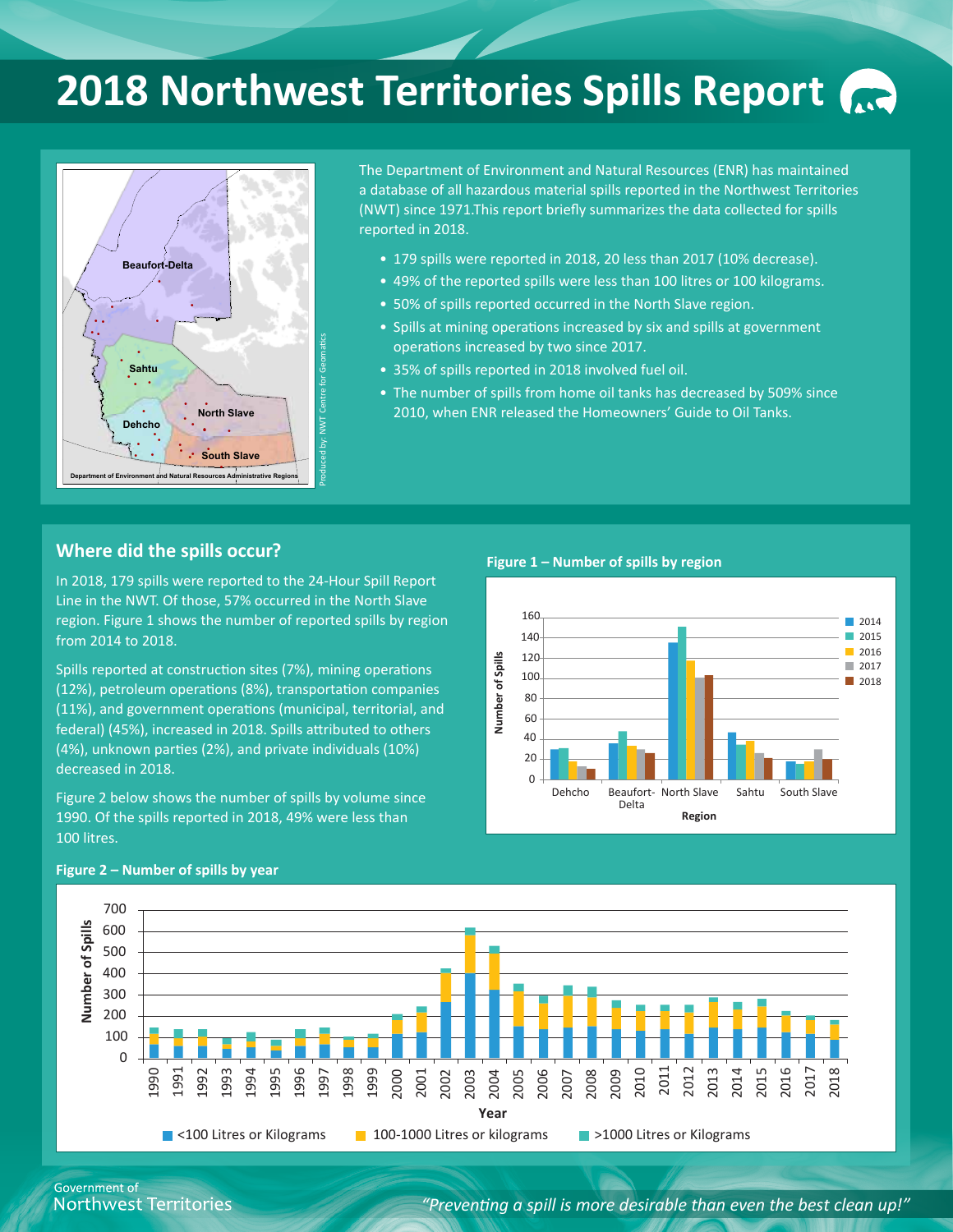# 2018 Northwest Territories Spills Report

The Department of Environment and Natural Resources (ENR) has maintained a database of all hazardous material spills reported in the Northwest Territories (NWT) since 1971.This report briefly summarizes the data collected for spills reported in 2018.

- 179 spills were reported in 2018, 20 less than 2017 (10% decrease).
- 49% of the reported spills were less than 100 litres or 100 kilograms.
- 50% of spills reported occurred in the North Slave region.
- Spills at mining operations increased by six and spills at government operations increased by two since 2017.
- 35% of spills reported in 2018 involved fuel oil.
- The number of spills from home oil tanks has decreased by 509% since 2010, when ENR released the Homeowners' Guide to Oil Tanks.

## Where did the spills occur?

In 2018, 179 spills were reported to the 24-Hour Spill Report Line in the NWT. Of those, 57% occurred in the North Slave region. Figure 1 shows the number of reported spills by region from 2014 to 2018.

Spills reported at construction sites (7%), mining operations (12%), petroleum operations (8%), transportation companies (11%), and government operations (municipal, territorial, and federal) (45%), increased in 2018. Spills attributed to others (4%), unknown parties (2%), and private individuals (10%) decreased in 2018.

Figure 2 below shows the number of spills by volume since 1990. Of the spills reported in 2018, 49% were less than 100 litres.

**Figure 1 – Number of spills by region**

**Figure 2 – Number of spills by year**

*"Preventing a spill is more desirable than even the best clean up!"*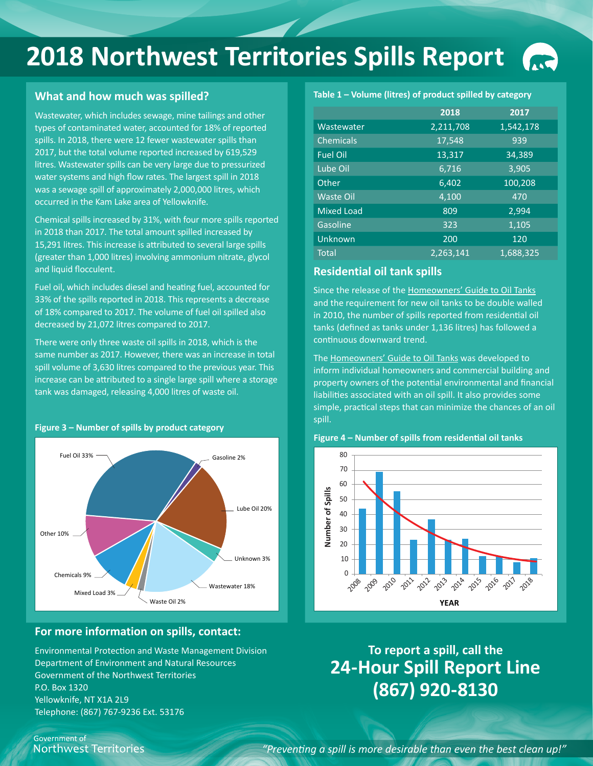# 2018 Northwest Territories Spills Report

## What and how much was spilled?

Wastewater, which includes sewage, mine tailings and other types of contaminated water, accounted for 18% of reported spills. In 2018, there were 12 fewer wastewater spills than 2017, but the total volume reported increased by 619,529 litres. Wastewater spills can be very large due to pressurized water systems and high flow rates. The largest spill in 2018 was a sewage spill of approximately 2,000,000 litres, which occurred in the Kam Lake area of Yellowknife.

Chemical spills increased by 31%, with four more spills reported in 2018 than 2017. The total amount spilled increased by 15,291 litres. This increase is attributed to several large spills (greater than 1,000 litres) involving ammonium nitrate, glycol and liquid flocculent.

Fuel oil, which includes diesel and heating fuel, accounted for 33% of the spills reported in 2018. This represents a decrease of 18% compared to 2017. The volume of fuel oil spilled also decreased by 21,072 litres compared to 2017.

There were only three waste oil spills in 2018, which is the same number as 2017. However, there was an increase in total spill volume of 3,630 litres compared to the previous year. This increase can be attributed to a single large spill where a storage tank was damaged, releasing 4,000 litres of waste oil.

**Figure 3 – Number of spills by product category**

Fuel Oil 33%
Gasoline 2%
Lube Oil 20%
Unknown 3%
Wastewater 18%
Waste Oil 2%
Mixed Load 3%
Chemicals 9%
Other 10%

**Table 1 – Volume (litres) of product spilled by category**

| | 2018 | 2017 |
|---|---|---|
| Wastewater | 2,211,708 | 1,542,178 |
| Chemicals | 17,548 | 939 |
| Fuel Oil | 13,317 | 34,389 |
| Lube Oil | 6,716 | 3,905 |
| Other | 6,402 | 100,208 |
| Waste Oil | 4,100 | 470 |
| Mixed Load | 809 | 2,994 |
| Gasoline | 323 | 1,105 |
| Unknown | 200 | 120 |
| Total | 2,263,141 | 1,688,325 |

## Residential oil tank spills

Since the release of the Homeowners' Guide to Oil Tanks and the requirement for new oil tanks to be double walled in 2010, the number of spills reported from residential oil tanks (defined as tanks under 1,136 litres) has followed a continuous downward trend.

The Homeowners' Guide to Oil Tanks was developed to inform individual homeowners and commercial building and property owners of the potential environmental and financial liabilities associated with an oil spill. It also provides some simple, practical steps that can minimize the chances of an oil spill.

**Figure 4 – Number of spills from residential oil tanks**

Number of Spills
0 10 20 30 40 50 60 70 80
2008 2009 2010 2011 2012 2013 2014 2015 2016 2017 2018
YEAR

## For more information on spills, contact:

Environmental Protection and Waste Management Division
Department of Environment and Natural Resources
Government of the Northwest Territories
P.O. Box 1320
Yellowknife, NT X1A 2L9
Telephone: (867) 767-9236 Ext. 53176

**To report a spill, call the**
## 24-Hour Spill Report Line
## (867) 920-8130

Government of
Northwest Territories

*"Preventing a spill is more desirable than even the best clean up!"*